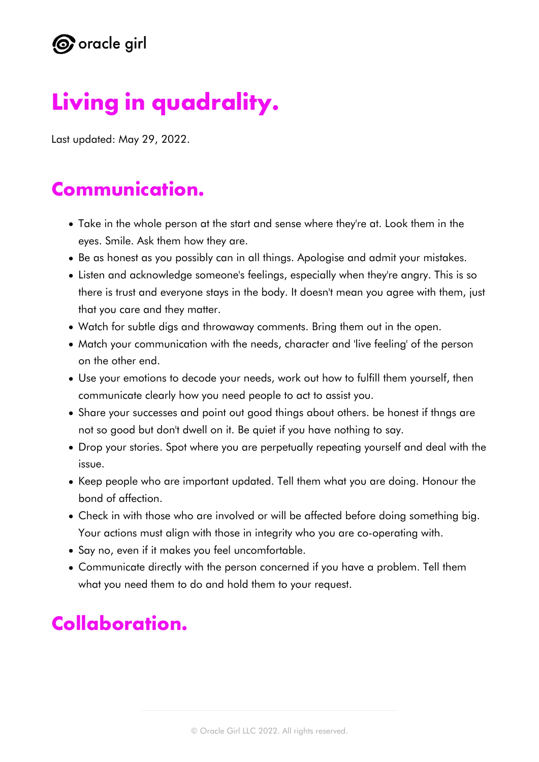oracle girl

# Living in quadrality.

Last updated: May 29, 2022.

## Communication.

- Take in the whole person at the start and sense where they're at. Look them in the eyes. Smile. Ask them how they are.
- Be as honest as you possibly can in all things. Apologise and admit your mistakes.
- Listen and acknowledge someone's feelings, especially when they're angry. This is so there is trust and everyone stays in the body. It doesn't mean you agree with them, just that you care and they matter.
- Watch for subtle digs and throwaway comments. Bring them out in the open.
- Match your communication with the needs, character and 'live feeling' of the person on the other end.
- Use your emotions to decode your needs, work out how to fulfill them yourself, then communicate clearly how you need people to act to assist you.
- Share your successes and point out good things about others. be honest if thngs are not so good but don't dwell on it. Be quiet if you have nothing to say.
- Drop your stories. Spot where you are perpetually repeating yourself and deal with the issue.
- Keep people who are important updated. Tell them what you are doing. Honour the bond of affection.
- Check in with those who are involved or will be affected before doing something big. Your actions must align with those in integrity who you are co-operating with.
- Say no, even if it makes you feel uncomfortable.
- Communicate directly with the person concerned if you have a problem. Tell them what you need them to do and hold them to your request.

## Collaboration.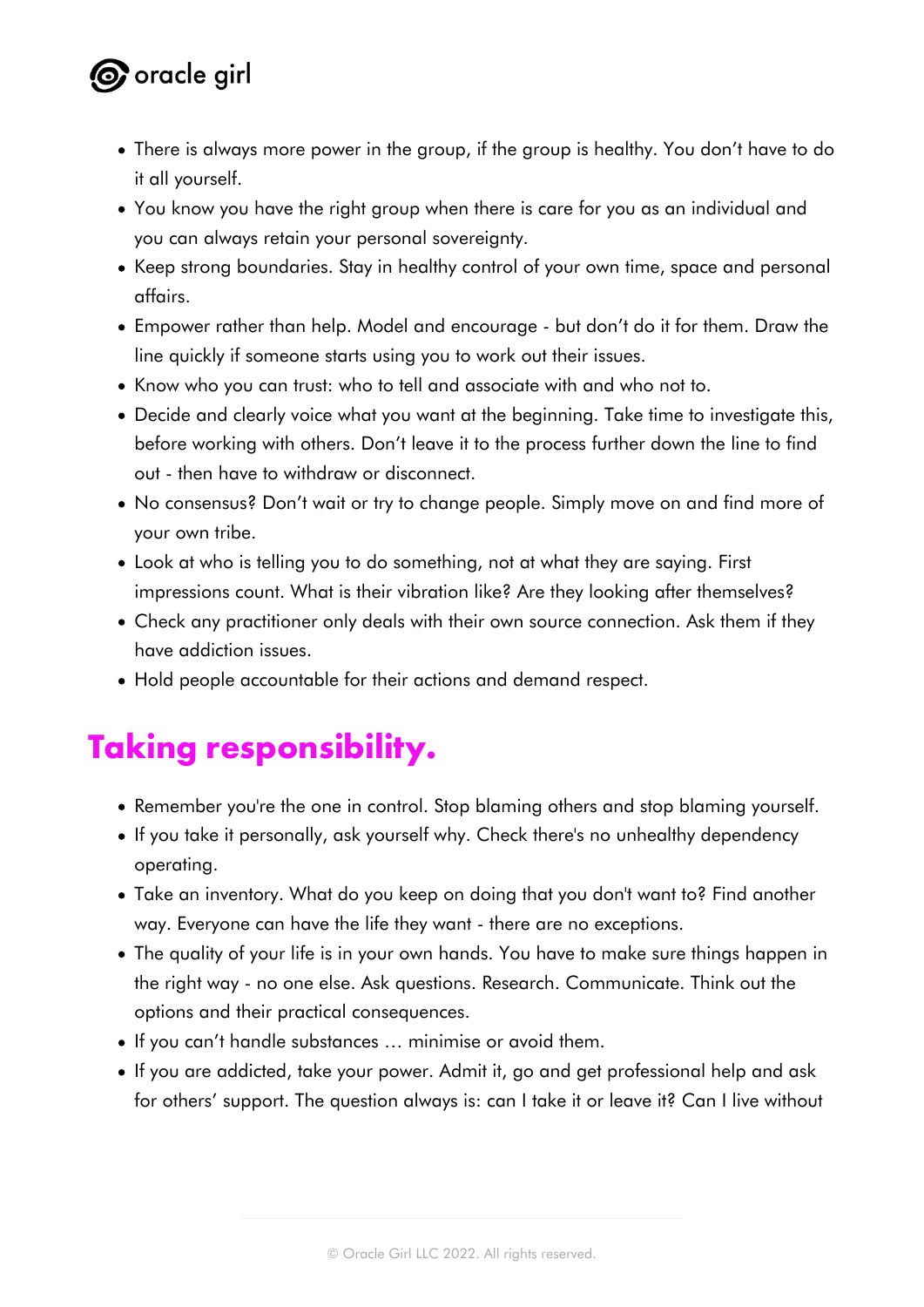- There is always more power in the group, if the group is healthy. You don't have to do it all yourself.
- You know you have the right group when there is care for you as an individual and you can always retain your personal sovereignty.
- Keep strong boundaries. Stay in healthy control of your own time, space and personal affairs.
- Empower rather than help. Model and encourage - but don't do it for them. Draw the line quickly if someone starts using you to work out their issues.
- Know who you can trust: who to tell and associate with and who not to.
- Decide and clearly voice what you want at the beginning. Take time to investigate this, before working with others. Don't leave it to the process further down the line to find out - then have to withdraw or disconnect.
- No consensus? Don't wait or try to change people. Simply move on and find more of your own tribe.
- Look at who is telling you to do something, not at what they are saying. First impressions count. What is their vibration like? Are they looking after themselves?
- Check any practitioner only deals with their own source connection. Ask them if they have addiction issues.
- Hold people accountable for their actions and demand respect.

## Taking responsibility.

- Remember you're the one in control. Stop blaming others and stop blaming yourself.
- If you take it personally, ask yourself why. Check there's no unhealthy dependency operating.
- Take an inventory. What do you keep on doing that you don't want to? Find another way. Everyone can have the life they want - there are no exceptions.
- The quality of your life is in your own hands. You have to make sure things happen in the right way - no one else. Ask questions. Research. Communicate. Think out the options and their practical consequences.
- If you can't handle substances … minimise or avoid them.
- If you are addicted, take your power. Admit it, go and get professional help and ask for others' support. The question always is: can I take it or leave it? Can I live without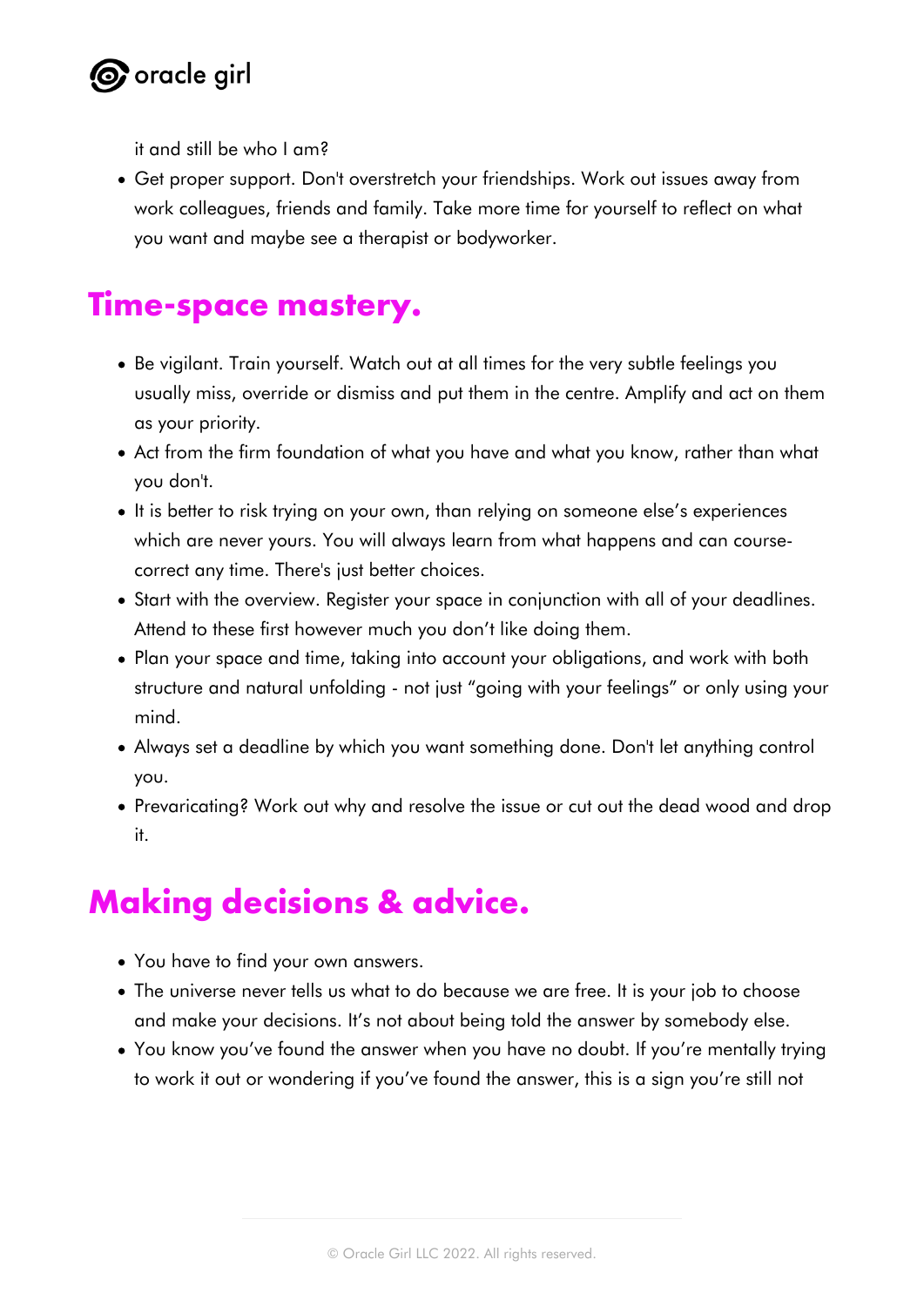it and still be who I am?

- Get proper support. Don't overstretch your friendships. Work out issues away from work colleagues, friends and family. Take more time for yourself to reflect on what you want and maybe see a therapist or bodyworker.

## Time-space mastery.

- Be vigilant. Train yourself. Watch out at all times for the very subtle feelings you usually miss, override or dismiss and put them in the centre. Amplify and act on them as your priority.
- Act from the firm foundation of what you have and what you know, rather than what you don't.
- It is better to risk trying on your own, than relying on someone else's experiences which are never yours. You will always learn from what happens and can course-correct any time. There's just better choices.
- Start with the overview. Register your space in conjunction with all of your deadlines. Attend to these first however much you don't like doing them.
- Plan your space and time, taking into account your obligations, and work with both structure and natural unfolding - not just "going with your feelings" or only using your mind.
- Always set a deadline by which you want something done. Don't let anything control you.
- Prevaricating? Work out why and resolve the issue or cut out the dead wood and drop it.

## Making decisions & advice.

- You have to find your own answers.
- The universe never tells us what to do because we are free. It is your job to choose and make your decisions. It's not about being told the answer by somebody else.
- You know you've found the answer when you have no doubt. If you're mentally trying to work it out or wondering if you've found the answer, this is a sign you're still not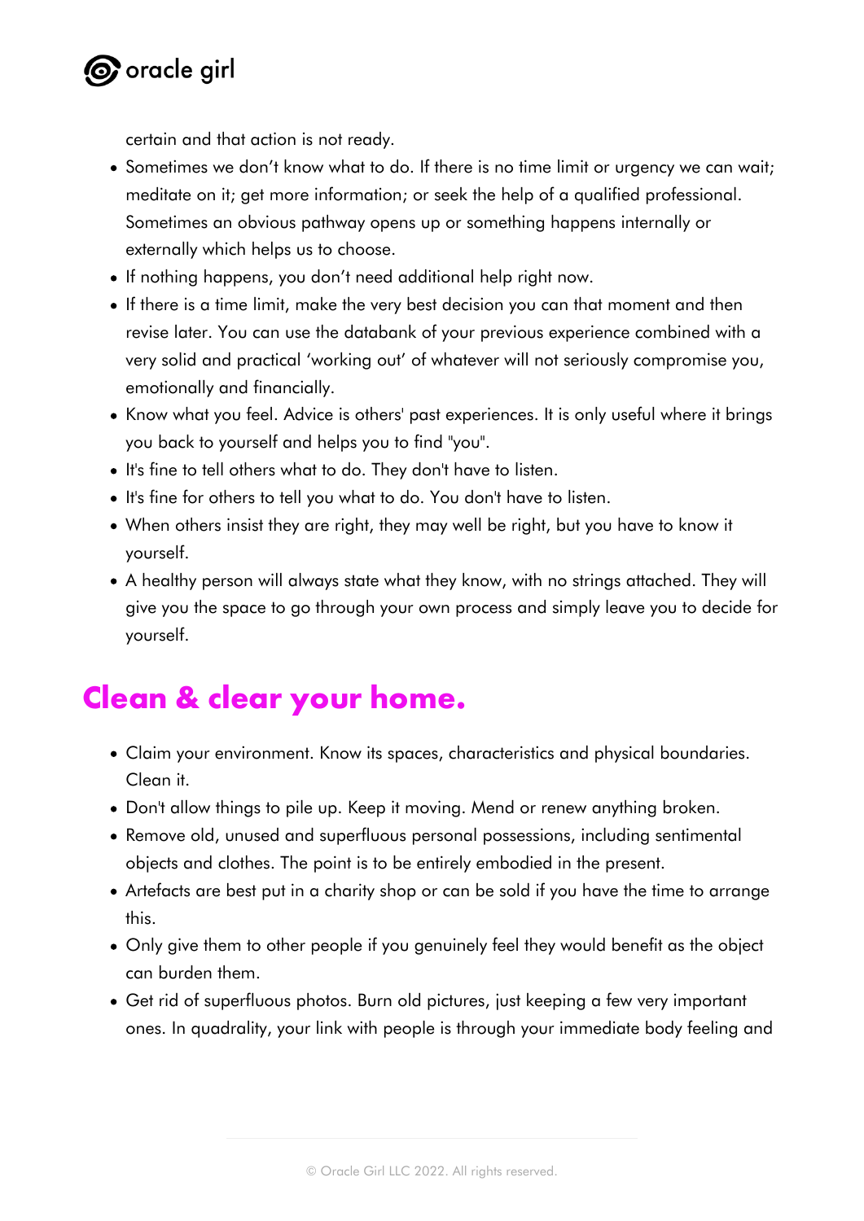certain and that action is not ready.

- Sometimes we don't know what to do. If there is no time limit or urgency we can wait; meditate on it; get more information; or seek the help of a qualified professional. Sometimes an obvious pathway opens up or something happens internally or externally which helps us to choose.
- If nothing happens, you don't need additional help right now.
- If there is a time limit, make the very best decision you can that moment and then revise later. You can use the databank of your previous experience combined with a very solid and practical 'working out' of whatever will not seriously compromise you, emotionally and financially.
- Know what you feel. Advice is others' past experiences. It is only useful where it brings you back to yourself and helps you to find "you".
- It's fine to tell others what to do. They don't have to listen.
- It's fine for others to tell you what to do. You don't have to listen.
- When others insist they are right, they may well be right, but you have to know it yourself.
- A healthy person will always state what they know, with no strings attached. They will give you the space to go through your own process and simply leave you to decide for yourself.

## Clean & clear your home.

- Claim your environment. Know its spaces, characteristics and physical boundaries. Clean it.
- Don't allow things to pile up. Keep it moving. Mend or renew anything broken.
- Remove old, unused and superfluous personal possessions, including sentimental objects and clothes. The point is to be entirely embodied in the present.
- Artefacts are best put in a charity shop or can be sold if you have the time to arrange this.
- Only give them to other people if you genuinely feel they would benefit as the object can burden them.
- Get rid of superfluous photos. Burn old pictures, just keeping a few very important ones. In quadrality, your link with people is through your immediate body feeling and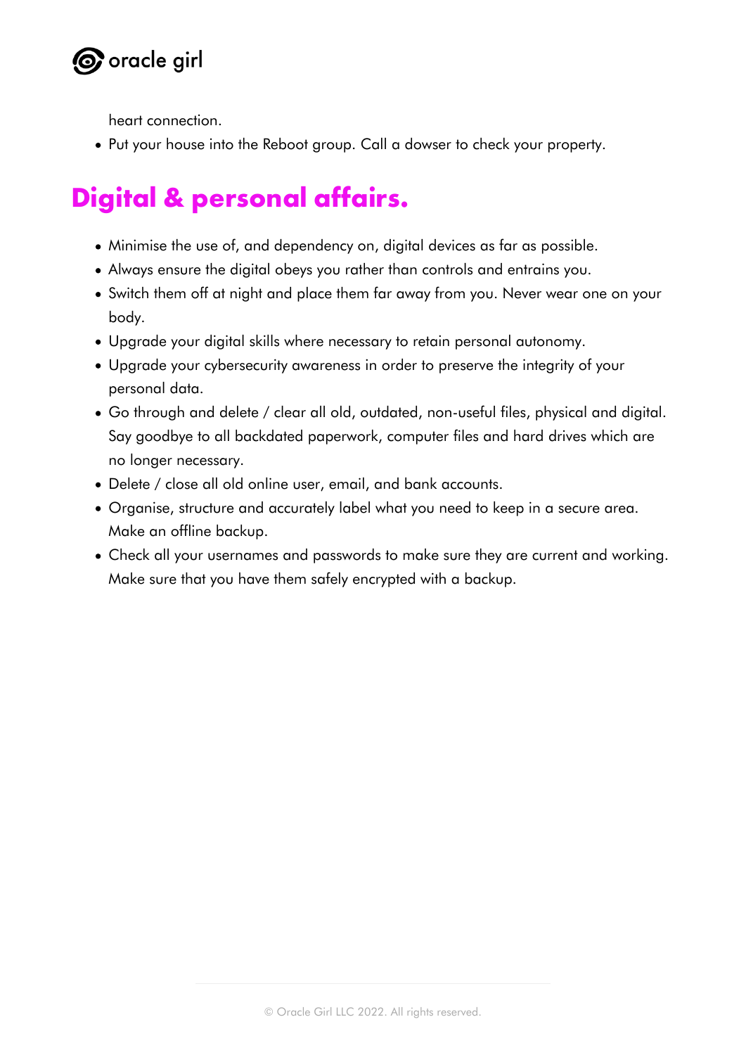heart connection.

- Put your house into the Reboot group. Call a dowser to check your property.

## Digital & personal affairs.

- Minimise the use of, and dependency on, digital devices as far as possible.
- Always ensure the digital obeys you rather than controls and entrains you.
- Switch them off at night and place them far away from you. Never wear one on your body.
- Upgrade your digital skills where necessary to retain personal autonomy.
- Upgrade your cybersecurity awareness in order to preserve the integrity of your personal data.
- Go through and delete / clear all old, outdated, non-useful files, physical and digital. Say goodbye to all backdated paperwork, computer files and hard drives which are no longer necessary.
- Delete / close all old online user, email, and bank accounts.
- Organise, structure and accurately label what you need to keep in a secure area. Make an offline backup.
- Check all your usernames and passwords to make sure they are current and working. Make sure that you have them safely encrypted with a backup.